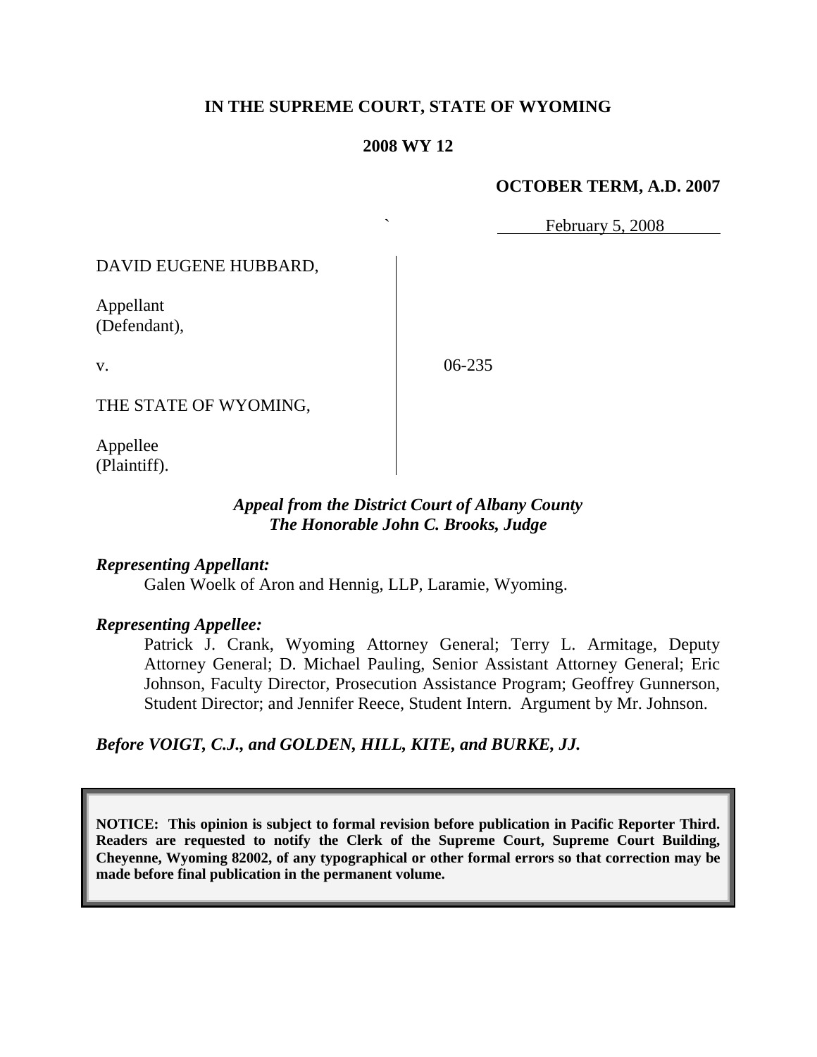**IN THE SUPREME COURT, STATE OF WYOMING**

**2008 WY 12**

**OCTOBER TERM, A.D. 2007**

February 5, 2008

DAVID EUGENE HUBBARD,

Appellant
(Defendant),

v.

06-235

THE STATE OF WYOMING,

Appellee
(Plaintiff).

***Appeal from the District Court of Albany County***
***The Honorable John C. Brooks, Judge***

***Representing Appellant:***

Galen Woelk of Aron and Hennig, LLP, Laramie, Wyoming.

***Representing Appellee:***

Patrick J. Crank, Wyoming Attorney General; Terry L. Armitage, Deputy Attorney General; D. Michael Pauling, Senior Assistant Attorney General; Eric Johnson, Faculty Director, Prosecution Assistance Program; Geoffrey Gunnerson, Student Director; and Jennifer Reece, Student Intern. Argument by Mr. Johnson.

***Before VOIGT, C.J., and GOLDEN, HILL, KITE, and BURKE, JJ.***

**NOTICE: This opinion is subject to formal revision before publication in Pacific Reporter Third. Readers are requested to notify the Clerk of the Supreme Court, Supreme Court Building, Cheyenne, Wyoming 82002, of any typographical or other formal errors so that correction may be made before final publication in the permanent volume.**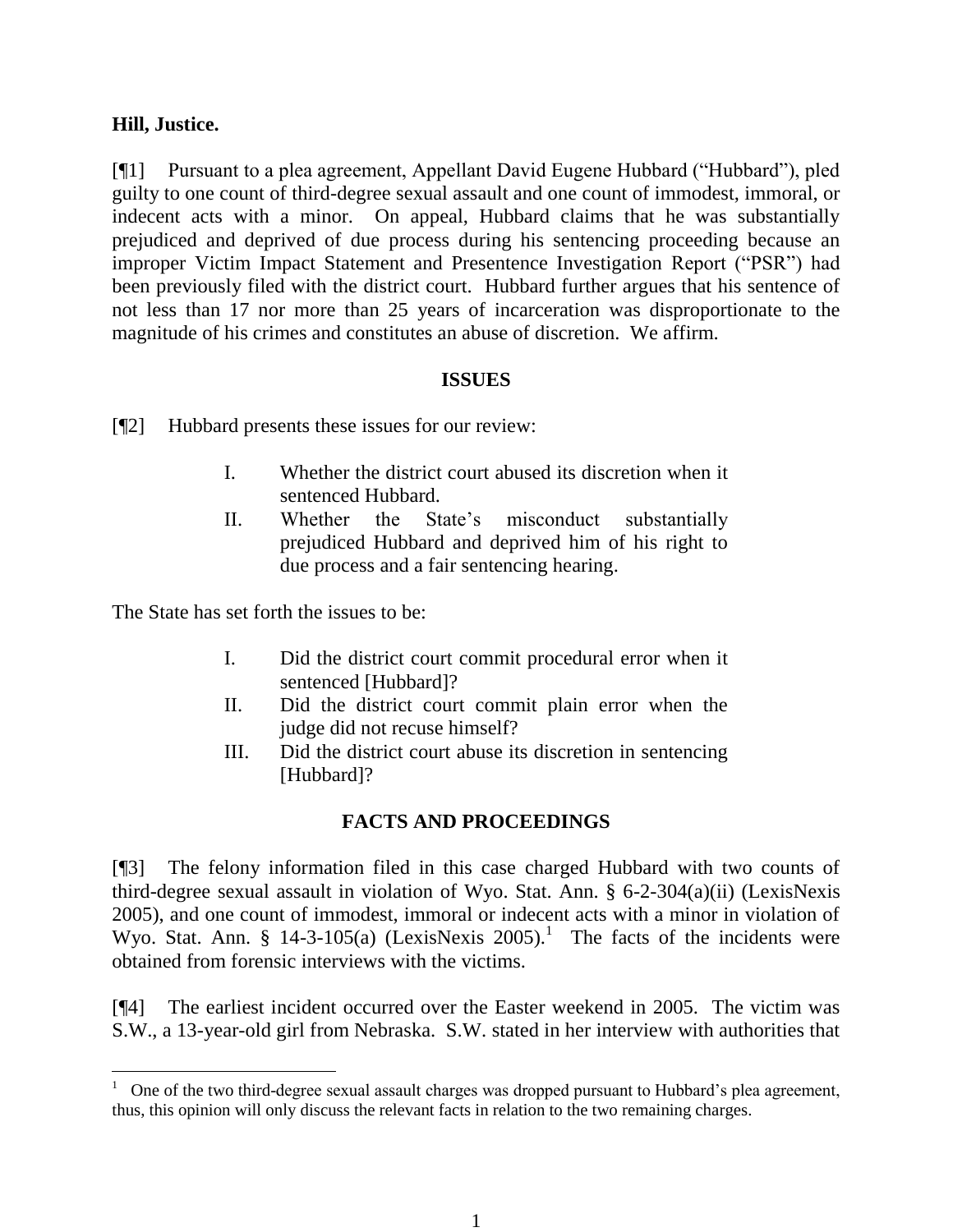**Hill, Justice.**

[¶1] Pursuant to a plea agreement, Appellant David Eugene Hubbard ("Hubbard"), pled guilty to one count of third-degree sexual assault and one count of immodest, immoral, or indecent acts with a minor. On appeal, Hubbard claims that he was substantially prejudiced and deprived of due process during his sentencing proceeding because an improper Victim Impact Statement and Presentence Investigation Report ("PSR") had been previously filed with the district court. Hubbard further argues that his sentence of not less than 17 nor more than 25 years of incarceration was disproportionate to the magnitude of his crimes and constitutes an abuse of discretion. We affirm.

## ISSUES

[¶2] Hubbard presents these issues for our review:

> I. Whether the district court abused its discretion when it sentenced Hubbard.
>
> II. Whether the State's misconduct substantially prejudiced Hubbard and deprived him of his right to due process and a fair sentencing hearing.

The State has set forth the issues to be:

> I. Did the district court commit procedural error when it sentenced [Hubbard]?
>
> II. Did the district court commit plain error when the judge did not recuse himself?
>
> III. Did the district court abuse its discretion in sentencing [Hubbard]?

## FACTS AND PROCEEDINGS

[¶3] The felony information filed in this case charged Hubbard with two counts of third-degree sexual assault in violation of Wyo. Stat. Ann. § 6-2-304(a)(ii) (LexisNexis 2005), and one count of immodest, immoral or indecent acts with a minor in violation of Wyo. Stat. Ann. § 14-3-105(a) (LexisNexis 2005).[1] The facts of the incidents were obtained from forensic interviews with the victims.

[¶4] The earliest incident occurred over the Easter weekend in 2005. The victim was S.W., a 13-year-old girl from Nebraska. S.W. stated in her interview with authorities that

[1] One of the two third-degree sexual assault charges was dropped pursuant to Hubbard's plea agreement, thus, this opinion will only discuss the relevant facts in relation to the two remaining charges.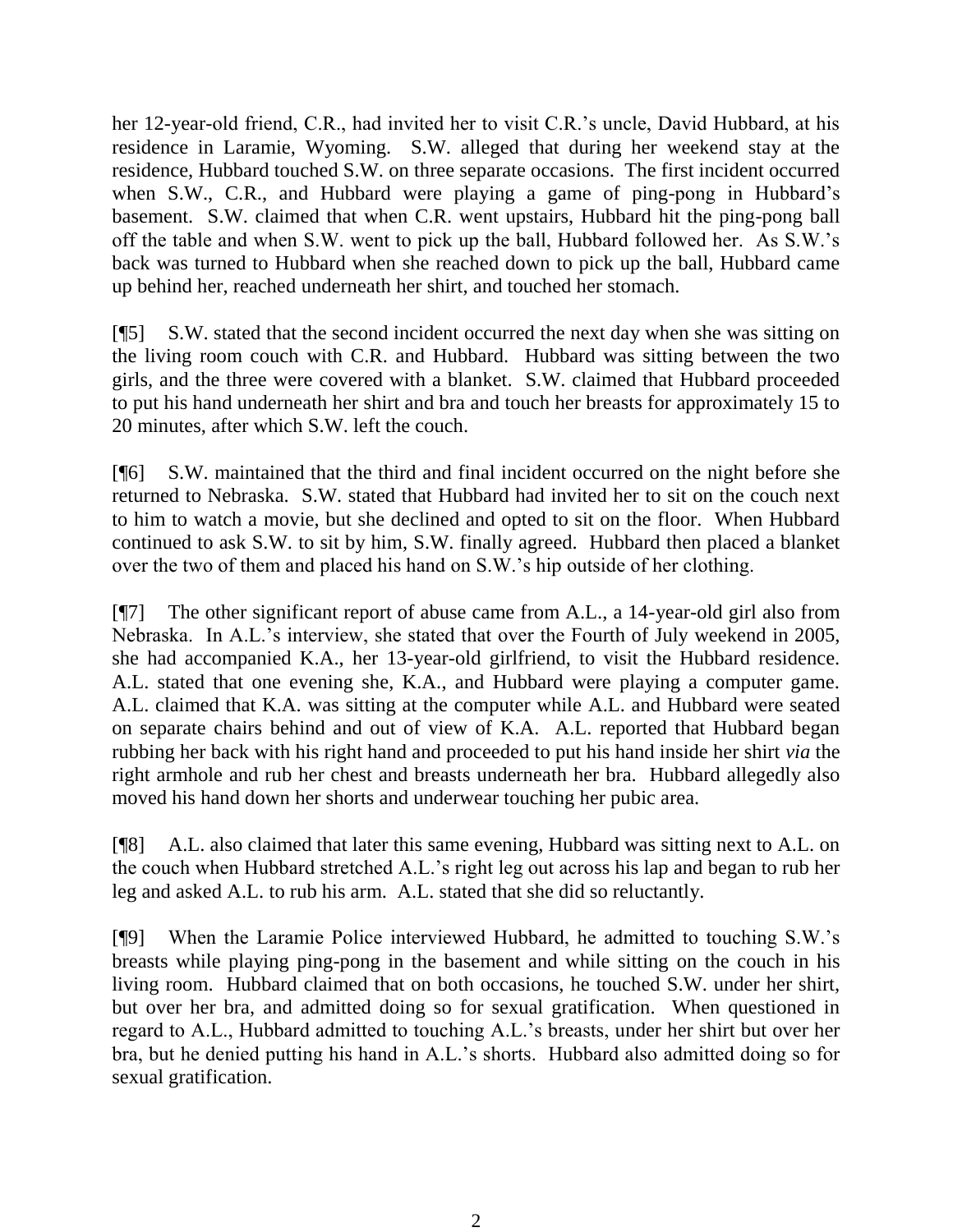her 12-year-old friend, C.R., had invited her to visit C.R.'s uncle, David Hubbard, at his residence in Laramie, Wyoming. S.W. alleged that during her weekend stay at the residence, Hubbard touched S.W. on three separate occasions. The first incident occurred when S.W., C.R., and Hubbard were playing a game of ping-pong in Hubbard's basement. S.W. claimed that when C.R. went upstairs, Hubbard hit the ping-pong ball off the table and when S.W. went to pick up the ball, Hubbard followed her. As S.W.'s back was turned to Hubbard when she reached down to pick up the ball, Hubbard came up behind her, reached underneath her shirt, and touched her stomach.

[¶5] S.W. stated that the second incident occurred the next day when she was sitting on the living room couch with C.R. and Hubbard. Hubbard was sitting between the two girls, and the three were covered with a blanket. S.W. claimed that Hubbard proceeded to put his hand underneath her shirt and bra and touch her breasts for approximately 15 to 20 minutes, after which S.W. left the couch.

[¶6] S.W. maintained that the third and final incident occurred on the night before she returned to Nebraska. S.W. stated that Hubbard had invited her to sit on the couch next to him to watch a movie, but she declined and opted to sit on the floor. When Hubbard continued to ask S.W. to sit by him, S.W. finally agreed. Hubbard then placed a blanket over the two of them and placed his hand on S.W.'s hip outside of her clothing.

[¶7] The other significant report of abuse came from A.L., a 14-year-old girl also from Nebraska. In A.L.'s interview, she stated that over the Fourth of July weekend in 2005, she had accompanied K.A., her 13-year-old girlfriend, to visit the Hubbard residence. A.L. stated that one evening she, K.A., and Hubbard were playing a computer game. A.L. claimed that K.A. was sitting at the computer while A.L. and Hubbard were seated on separate chairs behind and out of view of K.A. A.L. reported that Hubbard began rubbing her back with his right hand and proceeded to put his hand inside her shirt *via* the right armhole and rub her chest and breasts underneath her bra. Hubbard allegedly also moved his hand down her shorts and underwear touching her pubic area.

[¶8] A.L. also claimed that later this same evening, Hubbard was sitting next to A.L. on the couch when Hubbard stretched A.L.'s right leg out across his lap and began to rub her leg and asked A.L. to rub his arm. A.L. stated that she did so reluctantly.

[¶9] When the Laramie Police interviewed Hubbard, he admitted to touching S.W.'s breasts while playing ping-pong in the basement and while sitting on the couch in his living room. Hubbard claimed that on both occasions, he touched S.W. under her shirt, but over her bra, and admitted doing so for sexual gratification. When questioned in regard to A.L., Hubbard admitted to touching A.L.'s breasts, under her shirt but over her bra, but he denied putting his hand in A.L.'s shorts. Hubbard also admitted doing so for sexual gratification.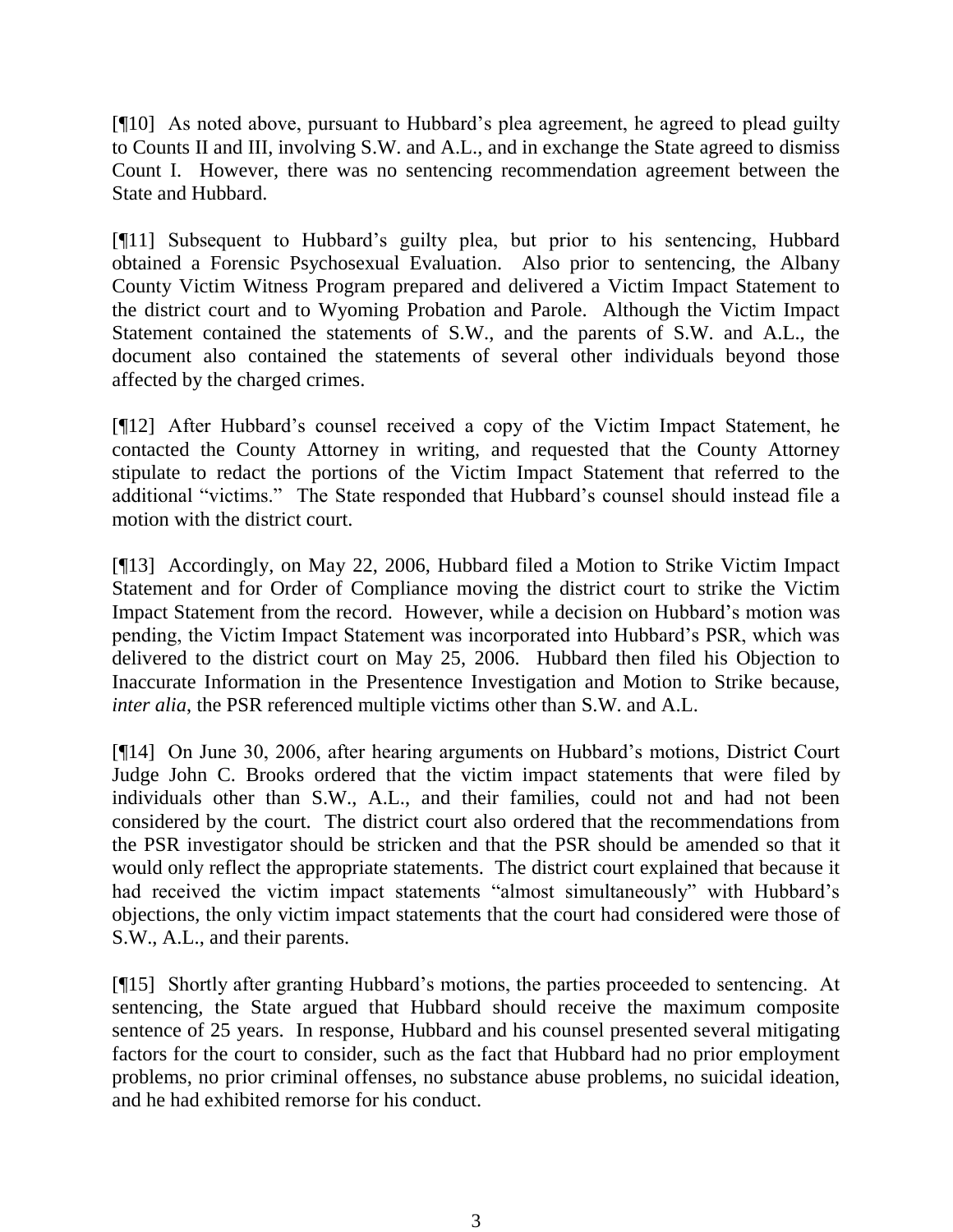[¶10] As noted above, pursuant to Hubbard's plea agreement, he agreed to plead guilty to Counts II and III, involving S.W. and A.L., and in exchange the State agreed to dismiss Count I. However, there was no sentencing recommendation agreement between the State and Hubbard.

[¶11] Subsequent to Hubbard's guilty plea, but prior to his sentencing, Hubbard obtained a Forensic Psychosexual Evaluation. Also prior to sentencing, the Albany County Victim Witness Program prepared and delivered a Victim Impact Statement to the district court and to Wyoming Probation and Parole. Although the Victim Impact Statement contained the statements of S.W., and the parents of S.W. and A.L., the document also contained the statements of several other individuals beyond those affected by the charged crimes.

[¶12] After Hubbard's counsel received a copy of the Victim Impact Statement, he contacted the County Attorney in writing, and requested that the County Attorney stipulate to redact the portions of the Victim Impact Statement that referred to the additional "victims." The State responded that Hubbard's counsel should instead file a motion with the district court.

[¶13] Accordingly, on May 22, 2006, Hubbard filed a Motion to Strike Victim Impact Statement and for Order of Compliance moving the district court to strike the Victim Impact Statement from the record. However, while a decision on Hubbard's motion was pending, the Victim Impact Statement was incorporated into Hubbard's PSR, which was delivered to the district court on May 25, 2006. Hubbard then filed his Objection to Inaccurate Information in the Presentence Investigation and Motion to Strike because, *inter alia*, the PSR referenced multiple victims other than S.W. and A.L.

[¶14] On June 30, 2006, after hearing arguments on Hubbard's motions, District Court Judge John C. Brooks ordered that the victim impact statements that were filed by individuals other than S.W., A.L., and their families, could not and had not been considered by the court. The district court also ordered that the recommendations from the PSR investigator should be stricken and that the PSR should be amended so that it would only reflect the appropriate statements. The district court explained that because it had received the victim impact statements "almost simultaneously" with Hubbard's objections, the only victim impact statements that the court had considered were those of S.W., A.L., and their parents.

[¶15] Shortly after granting Hubbard's motions, the parties proceeded to sentencing. At sentencing, the State argued that Hubbard should receive the maximum composite sentence of 25 years. In response, Hubbard and his counsel presented several mitigating factors for the court to consider, such as the fact that Hubbard had no prior employment problems, no prior criminal offenses, no substance abuse problems, no suicidal ideation, and he had exhibited remorse for his conduct.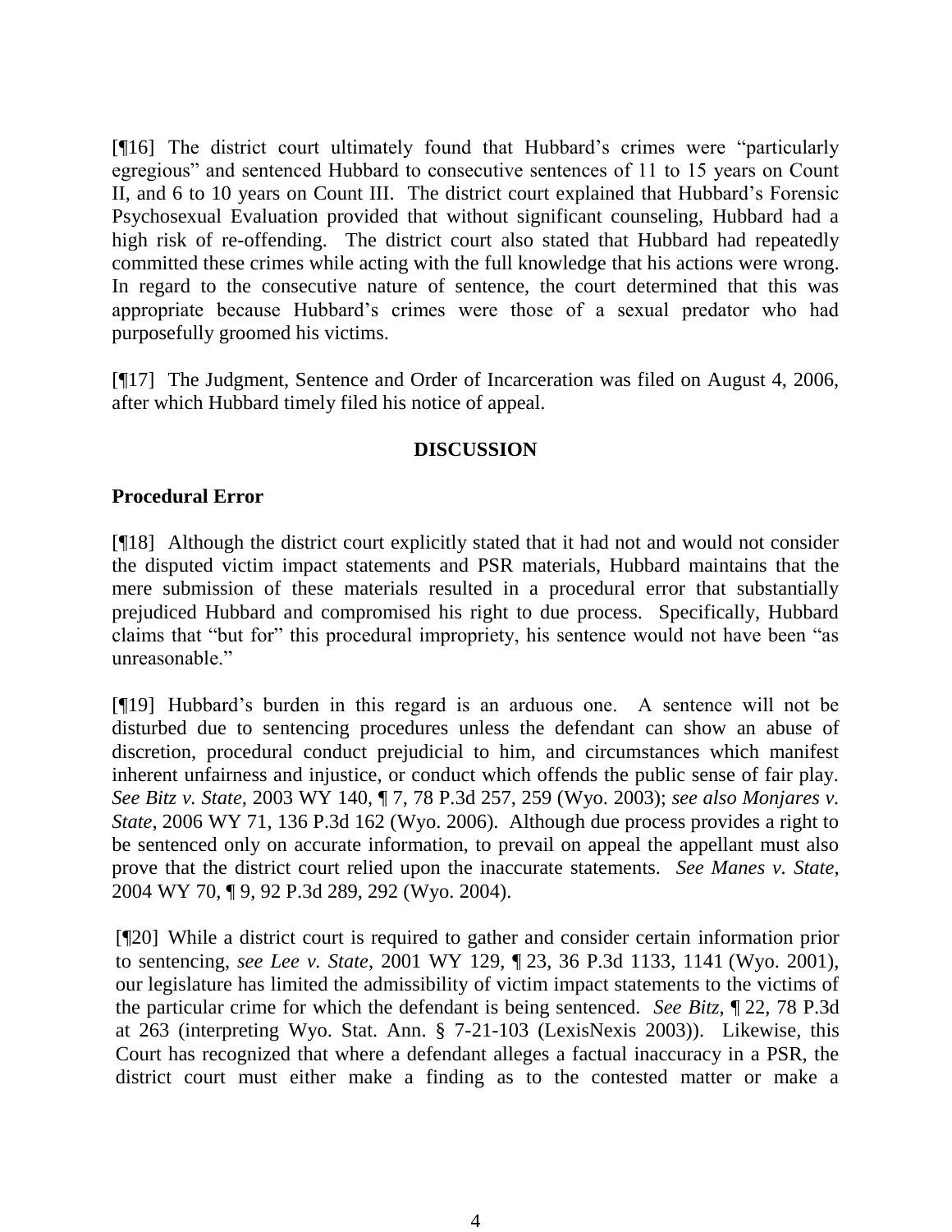[¶16] The district court ultimately found that Hubbard's crimes were "particularly egregious" and sentenced Hubbard to consecutive sentences of 11 to 15 years on Count II, and 6 to 10 years on Count III. The district court explained that Hubbard's Forensic Psychosexual Evaluation provided that without significant counseling, Hubbard had a high risk of re-offending. The district court also stated that Hubbard had repeatedly committed these crimes while acting with the full knowledge that his actions were wrong. In regard to the consecutive nature of sentence, the court determined that this was appropriate because Hubbard's crimes were those of a sexual predator who had purposefully groomed his victims.

[¶17] The Judgment, Sentence and Order of Incarceration was filed on August 4, 2006, after which Hubbard timely filed his notice of appeal.

## DISCUSSION

### Procedural Error

[¶18] Although the district court explicitly stated that it had not and would not consider the disputed victim impact statements and PSR materials, Hubbard maintains that the mere submission of these materials resulted in a procedural error that substantially prejudiced Hubbard and compromised his right to due process. Specifically, Hubbard claims that "but for" this procedural impropriety, his sentence would not have been "as unreasonable."

[¶19] Hubbard's burden in this regard is an arduous one. A sentence will not be disturbed due to sentencing procedures unless the defendant can show an abuse of discretion, procedural conduct prejudicial to him, and circumstances which manifest inherent unfairness and injustice, or conduct which offends the public sense of fair play. *See Bitz v. State*, 2003 WY 140, ¶ 7, 78 P.3d 257, 259 (Wyo. 2003); *see also Monjares v. State*, 2006 WY 71, 136 P.3d 162 (Wyo. 2006). Although due process provides a right to be sentenced only on accurate information, to prevail on appeal the appellant must also prove that the district court relied upon the inaccurate statements. *See Manes v. State*, 2004 WY 70, ¶ 9, 92 P.3d 289, 292 (Wyo. 2004).

[¶20] While a district court is required to gather and consider certain information prior to sentencing, *see Lee v. State*, 2001 WY 129, ¶ 23, 36 P.3d 1133, 1141 (Wyo. 2001), our legislature has limited the admissibility of victim impact statements to the victims of the particular crime for which the defendant is being sentenced. *See Bitz*, ¶ 22, 78 P.3d at 263 (interpreting Wyo. Stat. Ann. § 7-21-103 (LexisNexis 2003)). Likewise, this Court has recognized that where a defendant alleges a factual inaccuracy in a PSR, the district court must either make a finding as to the contested matter or make a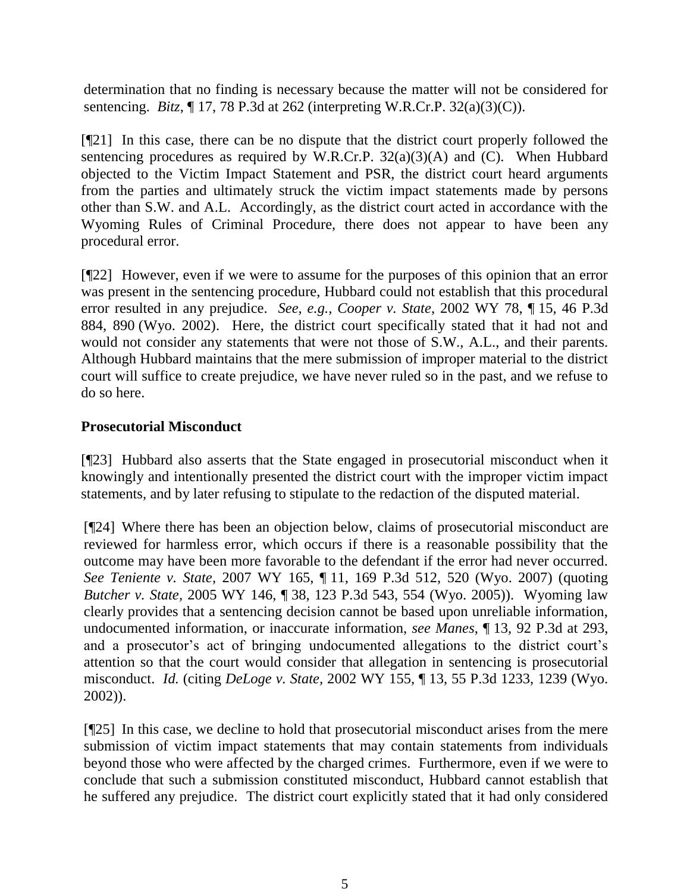determination that no finding is necessary because the matter will not be considered for sentencing. *Bitz*, ¶ 17, 78 P.3d at 262 (interpreting W.R.Cr.P. 32(a)(3)(C)).

[¶21] In this case, there can be no dispute that the district court properly followed the sentencing procedures as required by W.R.Cr.P. 32(a)(3)(A) and (C). When Hubbard objected to the Victim Impact Statement and PSR, the district court heard arguments from the parties and ultimately struck the victim impact statements made by persons other than S.W. and A.L. Accordingly, as the district court acted in accordance with the Wyoming Rules of Criminal Procedure, there does not appear to have been any procedural error.

[¶22] However, even if we were to assume for the purposes of this opinion that an error was present in the sentencing procedure, Hubbard could not establish that this procedural error resulted in any prejudice. *See, e.g., Cooper v. State*, 2002 WY 78, ¶ 15, 46 P.3d 884, 890 (Wyo. 2002). Here, the district court specifically stated that it had not and would not consider any statements that were not those of S.W., A.L., and their parents. Although Hubbard maintains that the mere submission of improper material to the district court will suffice to create prejudice, we have never ruled so in the past, and we refuse to do so here.

**Prosecutorial Misconduct**

[¶23] Hubbard also asserts that the State engaged in prosecutorial misconduct when it knowingly and intentionally presented the district court with the improper victim impact statements, and by later refusing to stipulate to the redaction of the disputed material.

[¶24] Where there has been an objection below, claims of prosecutorial misconduct are reviewed for harmless error, which occurs if there is a reasonable possibility that the outcome may have been more favorable to the defendant if the error had never occurred. *See Teniente v. State*, 2007 WY 165, ¶ 11, 169 P.3d 512, 520 (Wyo. 2007) (quoting *Butcher v. State*, 2005 WY 146, ¶ 38, 123 P.3d 543, 554 (Wyo. 2005)). Wyoming law clearly provides that a sentencing decision cannot be based upon unreliable information, undocumented information, or inaccurate information, *see Manes*, ¶ 13, 92 P.3d at 293, and a prosecutor's act of bringing undocumented allegations to the district court's attention so that the court would consider that allegation in sentencing is prosecutorial misconduct. *Id.* (citing *DeLoge v. State*, 2002 WY 155, ¶ 13, 55 P.3d 1233, 1239 (Wyo. 2002)).

[¶25] In this case, we decline to hold that prosecutorial misconduct arises from the mere submission of victim impact statements that may contain statements from individuals beyond those who were affected by the charged crimes. Furthermore, even if we were to conclude that such a submission constituted misconduct, Hubbard cannot establish that he suffered any prejudice. The district court explicitly stated that it had only considered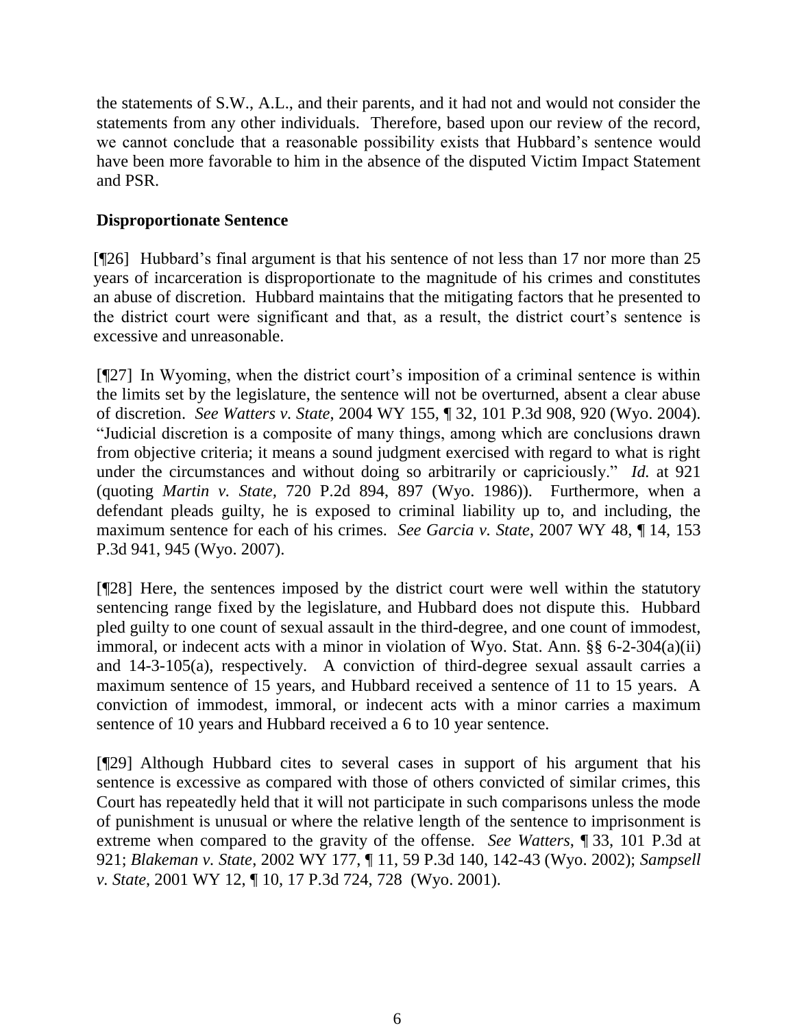the statements of S.W., A.L., and their parents, and it had not and would not consider the statements from any other individuals. Therefore, based upon our review of the record, we cannot conclude that a reasonable possibility exists that Hubbard's sentence would have been more favorable to him in the absence of the disputed Victim Impact Statement and PSR.

**Disproportionate Sentence**

[¶26] Hubbard's final argument is that his sentence of not less than 17 nor more than 25 years of incarceration is disproportionate to the magnitude of his crimes and constitutes an abuse of discretion. Hubbard maintains that the mitigating factors that he presented to the district court were significant and that, as a result, the district court's sentence is excessive and unreasonable.

[¶27] In Wyoming, when the district court's imposition of a criminal sentence is within the limits set by the legislature, the sentence will not be overturned, absent a clear abuse of discretion. *See Watters v. State*, 2004 WY 155, ¶ 32, 101 P.3d 908, 920 (Wyo. 2004). "Judicial discretion is a composite of many things, among which are conclusions drawn from objective criteria; it means a sound judgment exercised with regard to what is right under the circumstances and without doing so arbitrarily or capriciously." *Id.* at 921 (quoting *Martin v. State*, 720 P.2d 894, 897 (Wyo. 1986)). Furthermore, when a defendant pleads guilty, he is exposed to criminal liability up to, and including, the maximum sentence for each of his crimes. *See Garcia v. State*, 2007 WY 48, ¶ 14, 153 P.3d 941, 945 (Wyo. 2007).

[¶28] Here, the sentences imposed by the district court were well within the statutory sentencing range fixed by the legislature, and Hubbard does not dispute this. Hubbard pled guilty to one count of sexual assault in the third-degree, and one count of immodest, immoral, or indecent acts with a minor in violation of Wyo. Stat. Ann. §§ 6-2-304(a)(ii) and 14-3-105(a), respectively. A conviction of third-degree sexual assault carries a maximum sentence of 15 years, and Hubbard received a sentence of 11 to 15 years. A conviction of immodest, immoral, or indecent acts with a minor carries a maximum sentence of 10 years and Hubbard received a 6 to 10 year sentence.

[¶29] Although Hubbard cites to several cases in support of his argument that his sentence is excessive as compared with those of others convicted of similar crimes, this Court has repeatedly held that it will not participate in such comparisons unless the mode of punishment is unusual or where the relative length of the sentence to imprisonment is extreme when compared to the gravity of the offense. *See Watters*, ¶ 33, 101 P.3d at 921; *Blakeman v. State*, 2002 WY 177, ¶ 11, 59 P.3d 140, 142-43 (Wyo. 2002); *Sampsell v. State*, 2001 WY 12, ¶ 10, 17 P.3d 724, 728 (Wyo. 2001).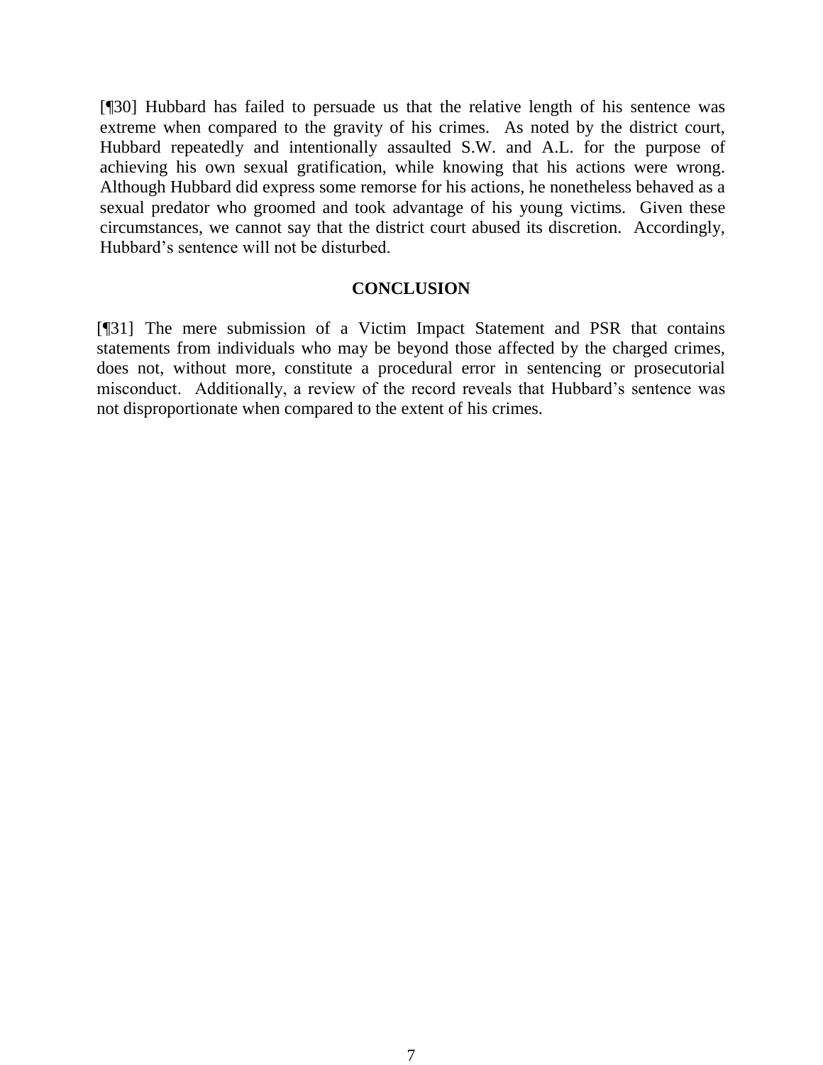[¶30] Hubbard has failed to persuade us that the relative length of his sentence was extreme when compared to the gravity of his crimes. As noted by the district court, Hubbard repeatedly and intentionally assaulted S.W. and A.L. for the purpose of achieving his own sexual gratification, while knowing that his actions were wrong. Although Hubbard did express some remorse for his actions, he nonetheless behaved as a sexual predator who groomed and took advantage of his young victims. Given these circumstances, we cannot say that the district court abused its discretion. Accordingly, Hubbard's sentence will not be disturbed.

## CONCLUSION

[¶31] The mere submission of a Victim Impact Statement and PSR that contains statements from individuals who may be beyond those affected by the charged crimes, does not, without more, constitute a procedural error in sentencing or prosecutorial misconduct. Additionally, a review of the record reveals that Hubbard's sentence was not disproportionate when compared to the extent of his crimes.